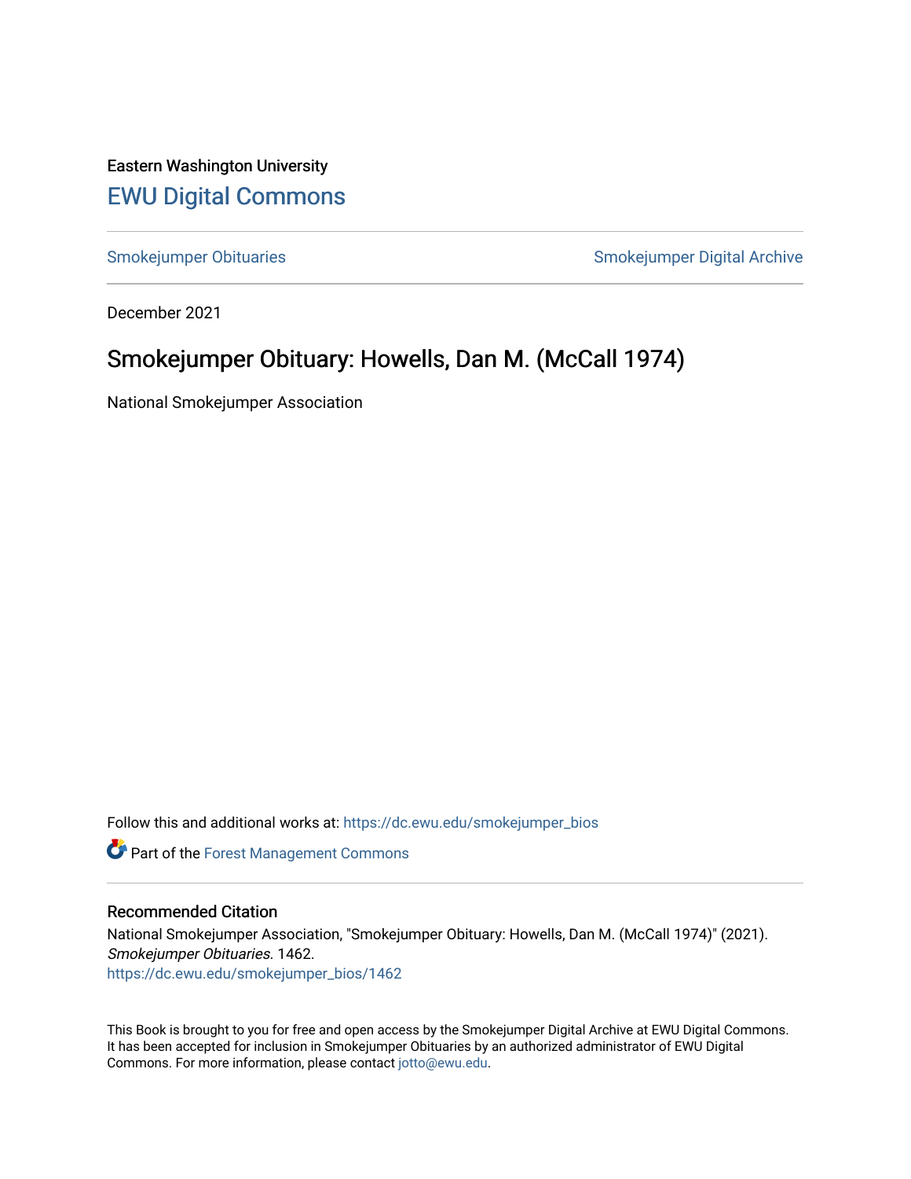Eastern Washington University

## EWU Digital Commons

Smokejumper Obituaries | Smokejumper Digital Archive

December 2021

# Smokejumper Obituary: Howells, Dan M. (McCall 1974)

National Smokejumper Association

Follow this and additional works at: https://dc.ewu.edu/smokejumper_bios

Part of the Forest Management Commons

### Recommended Citation

National Smokejumper Association, "Smokejumper Obituary: Howells, Dan M. (McCall 1974)" (2021). *Smokejumper Obituaries*. 1462.
https://dc.ewu.edu/smokejumper_bios/1462

This Book is brought to you for free and open access by the Smokejumper Digital Archive at EWU Digital Commons. It has been accepted for inclusion in Smokejumper Obituaries by an authorized administrator of EWU Digital Commons. For more information, please contact jotto@ewu.edu.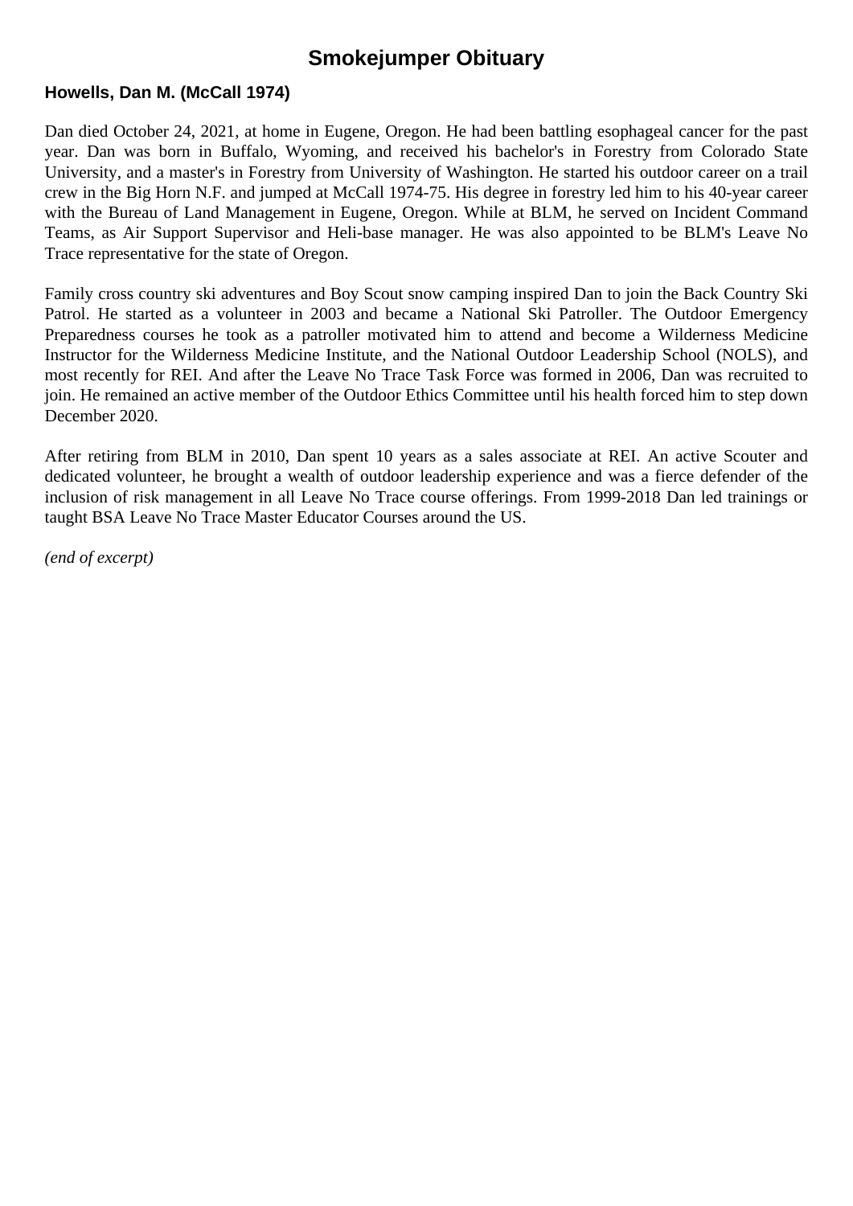# Smokejumper Obituary

## Howells, Dan M. (McCall 1974)

Dan died October 24, 2021, at home in Eugene, Oregon. He had been battling esophageal cancer for the past year. Dan was born in Buffalo, Wyoming, and received his bachelor's in Forestry from Colorado State University, and a master's in Forestry from University of Washington. He started his outdoor career on a trail crew in the Big Horn N.F. and jumped at McCall 1974-75. His degree in forestry led him to his 40-year career with the Bureau of Land Management in Eugene, Oregon. While at BLM, he served on Incident Command Teams, as Air Support Supervisor and Heli-base manager. He was also appointed to be BLM's Leave No Trace representative for the state of Oregon.

Family cross country ski adventures and Boy Scout snow camping inspired Dan to join the Back Country Ski Patrol. He started as a volunteer in 2003 and became a National Ski Patroller. The Outdoor Emergency Preparedness courses he took as a patroller motivated him to attend and become a Wilderness Medicine Instructor for the Wilderness Medicine Institute, and the National Outdoor Leadership School (NOLS), and most recently for REI. And after the Leave No Trace Task Force was formed in 2006, Dan was recruited to join. He remained an active member of the Outdoor Ethics Committee until his health forced him to step down December 2020.

After retiring from BLM in 2010, Dan spent 10 years as a sales associate at REI. An active Scouter and dedicated volunteer, he brought a wealth of outdoor leadership experience and was a fierce defender of the inclusion of risk management in all Leave No Trace course offerings. From 1999-2018 Dan led trainings or taught BSA Leave No Trace Master Educator Courses around the US.

*(end of excerpt)*